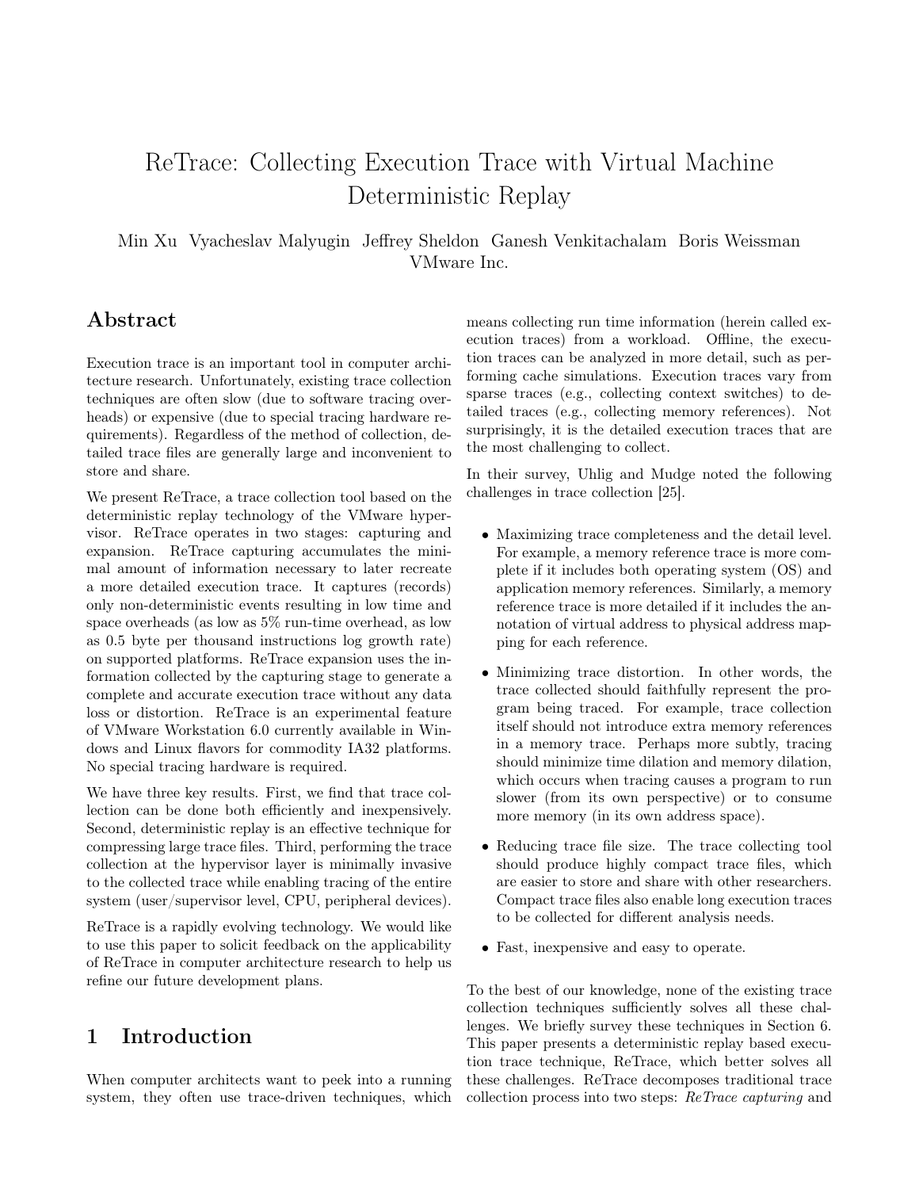# ReTrace: Collecting Execution Trace with Virtual Machine Deterministic Replay

Min Xu Vyacheslav Malyugin Jeffrey Sheldon Ganesh Venkitachalam Boris Weissman
VMware Inc.

## Abstract

Execution trace is an important tool in computer architecture research. Unfortunately, existing trace collection techniques are often slow (due to software tracing overheads) or expensive (due to special tracing hardware requirements). Regardless of the method of collection, detailed trace files are generally large and inconvenient to store and share.

We present ReTrace, a trace collection tool based on the deterministic replay technology of the VMware hypervisor. ReTrace operates in two stages: capturing and expansion. ReTrace capturing accumulates the minimal amount of information necessary to later recreate a more detailed execution trace. It captures (records) only non-deterministic events resulting in low time and space overheads (as low as 5% run-time overhead, as low as 0.5 byte per thousand instructions log growth rate) on supported platforms. ReTrace expansion uses the information collected by the capturing stage to generate a complete and accurate execution trace without any data loss or distortion. ReTrace is an experimental feature of VMware Workstation 6.0 currently available in Windows and Linux flavors for commodity IA32 platforms. No special tracing hardware is required.

We have three key results. First, we find that trace collection can be done both efficiently and inexpensively. Second, deterministic replay is an effective technique for compressing large trace files. Third, performing the trace collection at the hypervisor layer is minimally invasive to the collected trace while enabling tracing of the entire system (user/supervisor level, CPU, peripheral devices).

ReTrace is a rapidly evolving technology. We would like to use this paper to solicit feedback on the applicability of ReTrace in computer architecture research to help us refine our future development plans.

## 1 Introduction

When computer architects want to peek into a running system, they often use trace-driven techniques, which means collecting run time information (herein called execution traces) from a workload. Offline, the execution traces can be analyzed in more detail, such as performing cache simulations. Execution traces vary from sparse traces (e.g., collecting context switches) to detailed traces (e.g., collecting memory references). Not surprisingly, it is the detailed execution traces that are the most challenging to collect.

In their survey, Uhlig and Mudge noted the following challenges in trace collection [25].

- Maximizing trace completeness and the detail level. For example, a memory reference trace is more complete if it includes both operating system (OS) and application memory references. Similarly, a memory reference trace is more detailed if it includes the annotation of virtual address to physical address mapping for each reference.
- Minimizing trace distortion. In other words, the trace collected should faithfully represent the program being traced. For example, trace collection itself should not introduce extra memory references in a memory trace. Perhaps more subtly, tracing should minimize time dilation and memory dilation, which occurs when tracing causes a program to run slower (from its own perspective) or to consume more memory (in its own address space).
- Reducing trace file size. The trace collecting tool should produce highly compact trace files, which are easier to store and share with other researchers. Compact trace files also enable long execution traces to be collected for different analysis needs.
- Fast, inexpensive and easy to operate.

To the best of our knowledge, none of the existing trace collection techniques sufficiently solves all these challenges. We briefly survey these techniques in Section 6. This paper presents a deterministic replay based execution trace technique, ReTrace, which better solves all these challenges. ReTrace decomposes traditional trace collection process into two steps: *ReTrace capturing* and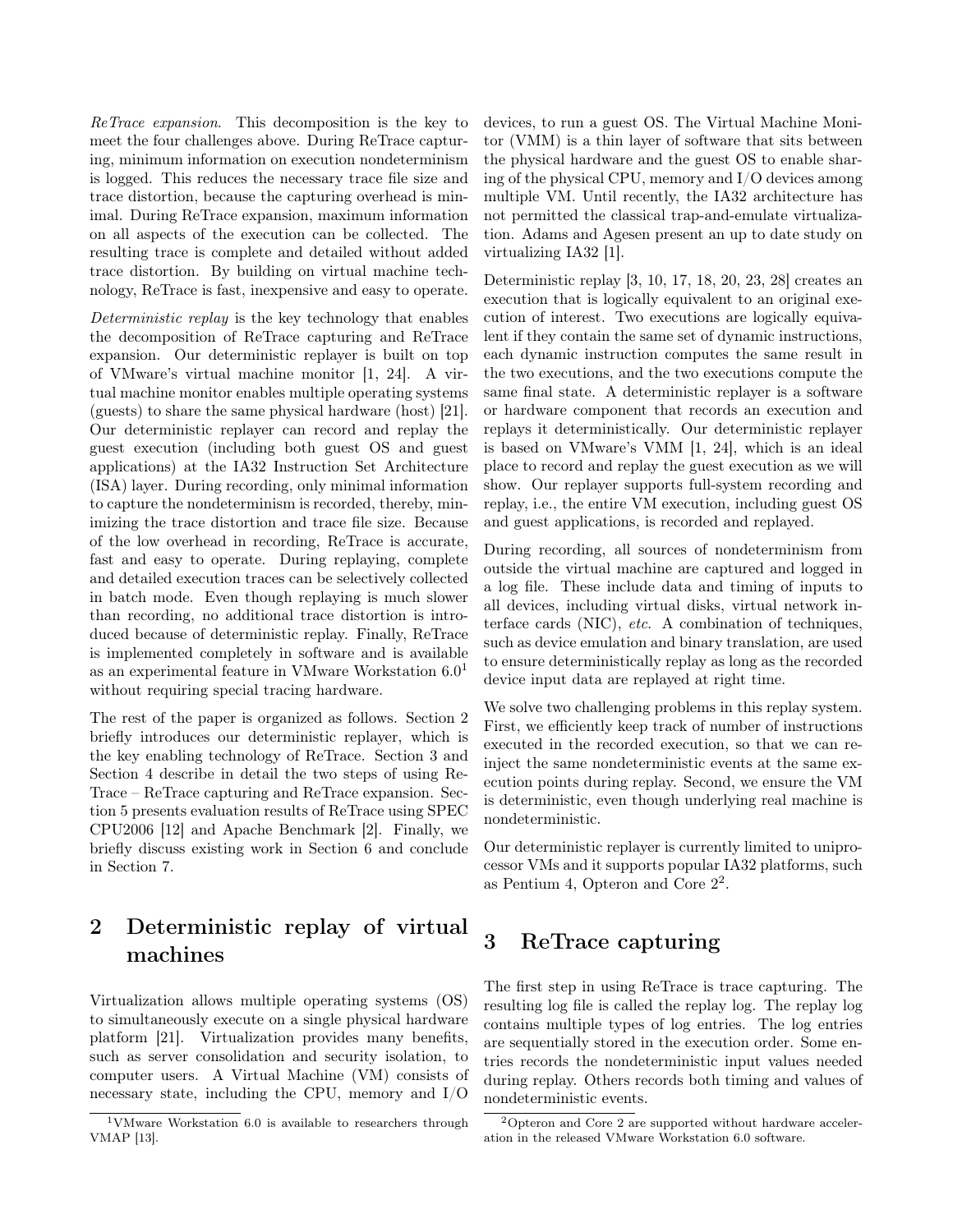*ReTrace expansion*. This decomposition is the key to meet the four challenges above. During ReTrace capturing, minimum information on execution nondeterminism is logged. This reduces the necessary trace file size and trace distortion, because the capturing overhead is minimal. During ReTrace expansion, maximum information on all aspects of the execution can be collected. The resulting trace is complete and detailed without added trace distortion. By building on virtual machine technology, ReTrace is fast, inexpensive and easy to operate.

*Deterministic replay* is the key technology that enables the decomposition of ReTrace capturing and ReTrace expansion. Our deterministic replayer is built on top of VMware's virtual machine monitor [1, 24]. A virtual machine monitor enables multiple operating systems (guests) to share the same physical hardware (host) [21]. Our deterministic replayer can record and replay the guest execution (including both guest OS and guest applications) at the IA32 Instruction Set Architecture (ISA) layer. During recording, only minimal information to capture the nondeterminism is recorded, thereby, minimizing the trace distortion and trace file size. Because of the low overhead in recording, ReTrace is accurate, fast and easy to operate. During replaying, complete and detailed execution traces can be selectively collected in batch mode. Even though replaying is much slower than recording, no additional trace distortion is introduced because of deterministic replay. Finally, ReTrace is implemented completely in software and is available as an experimental feature in VMware Workstation 6.0[1] without requiring special tracing hardware.

The rest of the paper is organized as follows. Section 2 briefly introduces our deterministic replayer, which is the key enabling technology of ReTrace. Section 3 and Section 4 describe in detail the two steps of using ReTrace – ReTrace capturing and ReTrace expansion. Section 5 presents evaluation results of ReTrace using SPEC CPU2006 [12] and Apache Benchmark [2]. Finally, we briefly discuss existing work in Section 6 and conclude in Section 7.

## 2 Deterministic replay of virtual machines

Virtualization allows multiple operating systems (OS) to simultaneously execute on a single physical hardware platform [21]. Virtualization provides many benefits, such as server consolidation and security isolation, to computer users. A Virtual Machine (VM) consists of necessary state, including the CPU, memory and I/O devices, to run a guest OS. The Virtual Machine Monitor (VMM) is a thin layer of software that sits between the physical hardware and the guest OS to enable sharing of the physical CPU, memory and I/O devices among multiple VM. Until recently, the IA32 architecture has not permitted the classical trap-and-emulate virtualization. Adams and Agesen present an up to date study on virtualizing IA32 [1].

Deterministic replay [3, 10, 17, 18, 20, 23, 28] creates an execution that is logically equivalent to an original execution of interest. Two executions are logically equivalent if they contain the same set of dynamic instructions, each dynamic instruction computes the same result in the two executions, and the two executions compute the same final state. A deterministic replayer is a software or hardware component that records an execution and replays it deterministically. Our deterministic replayer is based on VMware's VMM [1, 24], which is an ideal place to record and replay the guest execution as we will show. Our replayer supports full-system recording and replay, i.e., the entire VM execution, including guest OS and guest applications, is recorded and replayed.

During recording, all sources of nondeterminism from outside the virtual machine are captured and logged in a log file. These include data and timing of inputs to all devices, including virtual disks, virtual network interface cards (NIC), *etc.* A combination of techniques, such as device emulation and binary translation, are used to ensure deterministically replay as long as the recorded device input data are replayed at right time.

We solve two challenging problems in this replay system. First, we efficiently keep track of number of instructions executed in the recorded execution, so that we can reinject the same nondeterministic events at the same execution points during replay. Second, we ensure the VM is deterministic, even though underlying real machine is nondeterministic.

Our deterministic replayer is currently limited to uniprocessor VMs and it supports popular IA32 platforms, such as Pentium 4, Opteron and Core 2[2].

## 3 ReTrace capturing

The first step in using ReTrace is trace capturing. The resulting log file is called the replay log. The replay log contains multiple types of log entries. The log entries are sequentially stored in the execution order. Some entries records the nondeterministic input values needed during replay. Others records both timing and values of nondeterministic events.

[1] VMware Workstation 6.0 is available to researchers through VMAP [13].

[2] Opteron and Core 2 are supported without hardware acceleration in the released VMware Workstation 6.0 software.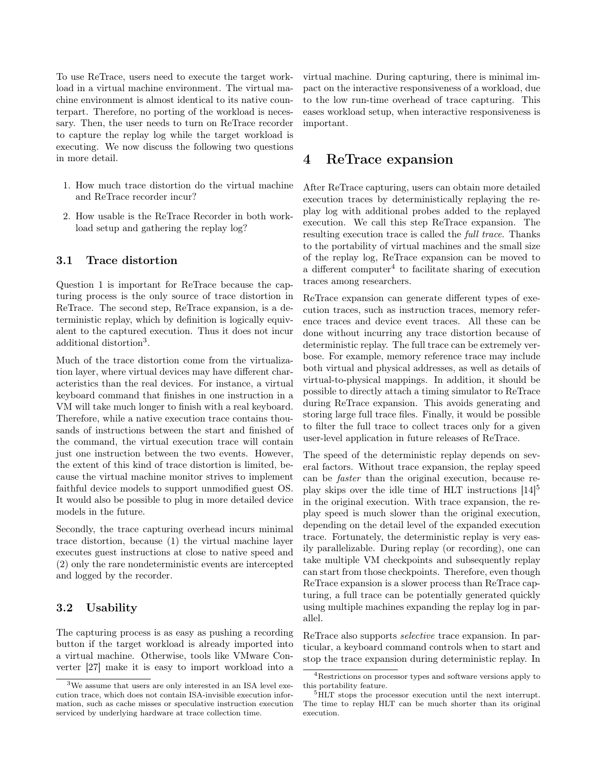To use ReTrace, users need to execute the target workload in a virtual machine environment. The virtual machine environment is almost identical to its native counterpart. Therefore, no porting of the workload is necessary. Then, the user needs to turn on ReTrace recorder to capture the replay log while the target workload is executing. We now discuss the following two questions in more detail.

1. How much trace distortion do the virtual machine and ReTrace recorder incur?
2. How usable is the ReTrace Recorder in both workload setup and gathering the replay log?

### 3.1 Trace distortion

Question 1 is important for ReTrace because the capturing process is the only source of trace distortion in ReTrace. The second step, ReTrace expansion, is a deterministic replay, which by definition is logically equivalent to the captured execution. Thus it does not incur additional distortion[3].

Much of the trace distortion come from the virtualization layer, where virtual devices may have different characteristics than the real devices. For instance, a virtual keyboard command that finishes in one instruction in a VM will take much longer to finish with a real keyboard. Therefore, while a native execution trace contains thousands of instructions between the start and finished of the command, the virtual execution trace will contain just one instruction between the two events. However, the extent of this kind of trace distortion is limited, because the virtual machine monitor strives to implement faithful device models to support unmodified guest OS. It would also be possible to plug in more detailed device models in the future.

Secondly, the trace capturing overhead incurs minimal trace distortion, because (1) the virtual machine layer executes guest instructions at close to native speed and (2) only the rare nondeterministic events are intercepted and logged by the recorder.

### 3.2 Usability

The capturing process is as easy as pushing a recording button if the target workload is already imported into a virtual machine. Otherwise, tools like VMware Converter [27] make it is easy to import workload into a virtual machine. During capturing, there is minimal impact on the interactive responsiveness of a workload, due to the low run-time overhead of trace capturing. This eases workload setup, when interactive responsiveness is important.

## 4 ReTrace expansion

After ReTrace capturing, users can obtain more detailed execution traces by deterministically replaying the replay log with additional probes added to the replayed execution. We call this step ReTrace expansion. The resulting execution trace is called the *full trace*. Thanks to the portability of virtual machines and the small size of the replay log, ReTrace expansion can be moved to a different computer[4] to facilitate sharing of execution traces among researchers.

ReTrace expansion can generate different types of execution traces, such as instruction traces, memory reference traces and device event traces. All these can be done without incurring any trace distortion because of deterministic replay. The full trace can be extremely verbose. For example, memory reference trace may include both virtual and physical addresses, as well as details of virtual-to-physical mappings. In addition, it should be possible to directly attach a timing simulator to ReTrace during ReTrace expansion. This avoids generating and storing large full trace files. Finally, it would be possible to filter the full trace to collect traces only for a given user-level application in future releases of ReTrace.

The speed of the deterministic replay depends on several factors. Without trace expansion, the replay speed can be *faster* than the original execution, because replay skips over the idle time of HLT instructions [14][5] in the original execution. With trace expansion, the replay speed is much slower than the original execution, depending on the detail level of the expanded execution trace. Fortunately, the deterministic replay is very easily parallelizable. During replay (or recording), one can take multiple VM checkpoints and subsequently replay can start from those checkpoints. Therefore, even though ReTrace expansion is a slower process than ReTrace capturing, a full trace can be potentially generated quickly using multiple machines expanding the replay log in parallel.

ReTrace also supports *selective* trace expansion. In particular, a keyboard command controls when to start and stop the trace expansion during deterministic replay. In

[3] We assume that users are only interested in an ISA level execution trace, which does not contain ISA-invisible execution information, such as cache misses or speculative instruction execution serviced by underlying hardware at trace collection time.

[4] Restrictions on processor types and software versions apply to this portability feature.

[5] HLT stops the processor execution until the next interrupt. The time to replay HLT can be much shorter than its original execution.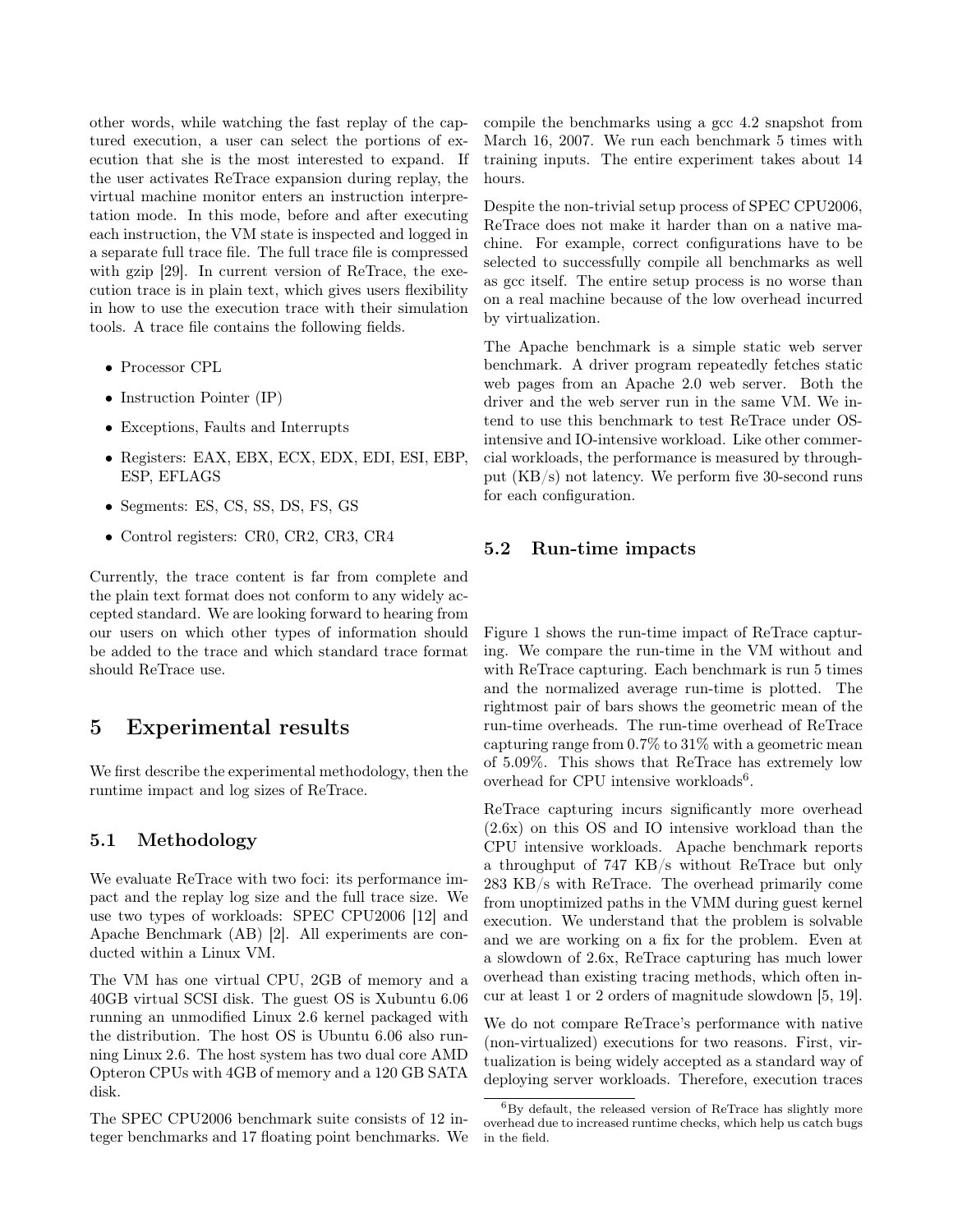other words, while watching the fast replay of the captured execution, a user can select the portions of execution that she is the most interested to expand. If the user activates ReTrace expansion during replay, the virtual machine monitor enters an instruction interpretation mode. In this mode, before and after executing each instruction, the VM state is inspected and logged in a separate full trace file. The full trace file is compressed with gzip [29]. In current version of ReTrace, the execution trace is in plain text, which gives users flexibility in how to use the execution trace with their simulation tools. A trace file contains the following fields.

- Processor CPL
- Instruction Pointer (IP)
- Exceptions, Faults and Interrupts
- Registers: EAX, EBX, ECX, EDX, EDI, ESI, EBP, ESP, EFLAGS
- Segments: ES, CS, SS, DS, FS, GS
- Control registers: CR0, CR2, CR3, CR4

Currently, the trace content is far from complete and the plain text format does not conform to any widely accepted standard. We are looking forward to hearing from our users on which other types of information should be added to the trace and which standard trace format should ReTrace use.

# 5 Experimental results

We first describe the experimental methodology, then the runtime impact and log sizes of ReTrace.

## 5.1 Methodology

We evaluate ReTrace with two foci: its performance impact and the replay log size and the full trace size. We use two types of workloads: SPEC CPU2006 [12] and Apache Benchmark (AB) [2]. All experiments are conducted within a Linux VM.

The VM has one virtual CPU, 2GB of memory and a 40GB virtual SCSI disk. The guest OS is Xubuntu 6.06 running an unmodified Linux 2.6 kernel packaged with the distribution. The host OS is Ubuntu 6.06 also running Linux 2.6. The host system has two dual core AMD Opteron CPUs with 4GB of memory and a 120 GB SATA disk.

The SPEC CPU2006 benchmark suite consists of 12 integer benchmarks and 17 floating point benchmarks. We compile the benchmarks using a gcc 4.2 snapshot from March 16, 2007. We run each benchmark 5 times with training inputs. The entire experiment takes about 14 hours.

Despite the non-trivial setup process of SPEC CPU2006, ReTrace does not make it harder than on a native machine. For example, correct configurations have to be selected to successfully compile all benchmarks as well as gcc itself. The entire setup process is no worse than on a real machine because of the low overhead incurred by virtualization.

The Apache benchmark is a simple static web server benchmark. A driver program repeatedly fetches static web pages from an Apache 2.0 web server. Both the driver and the web server run in the same VM. We intend to use this benchmark to test ReTrace under OS-intensive and IO-intensive workload. Like other commercial workloads, the performance is measured by throughput (KB/s) not latency. We perform five 30-second runs for each configuration.

## 5.2 Run-time impacts

Figure 1 shows the run-time impact of ReTrace capturing. We compare the run-time in the VM without and with ReTrace capturing. Each benchmark is run 5 times and the normalized average run-time is plotted. The rightmost pair of bars shows the geometric mean of the run-time overheads. The run-time overhead of ReTrace capturing range from 0.7% to 31% with a geometric mean of 5.09%. This shows that ReTrace has extremely low overhead for CPU intensive workloads[6].

ReTrace capturing incurs significantly more overhead (2.6x) on this OS and IO intensive workload than the CPU intensive workloads. Apache benchmark reports a throughput of 747 KB/s without ReTrace but only 283 KB/s with ReTrace. The overhead primarily come from unoptimized paths in the VMM during guest kernel execution. We understand that the problem is solvable and we are working on a fix for the problem. Even at a slowdown of 2.6x, ReTrace capturing has much lower overhead than existing tracing methods, which often incur at least 1 or 2 orders of magnitude slowdown [5, 19].

We do not compare ReTrace's performance with native (non-virtualized) executions for two reasons. First, virtualization is being widely accepted as a standard way of deploying server workloads. Therefore, execution traces

[6] By default, the released version of ReTrace has slightly more overhead due to increased runtime checks, which help us catch bugs in the field.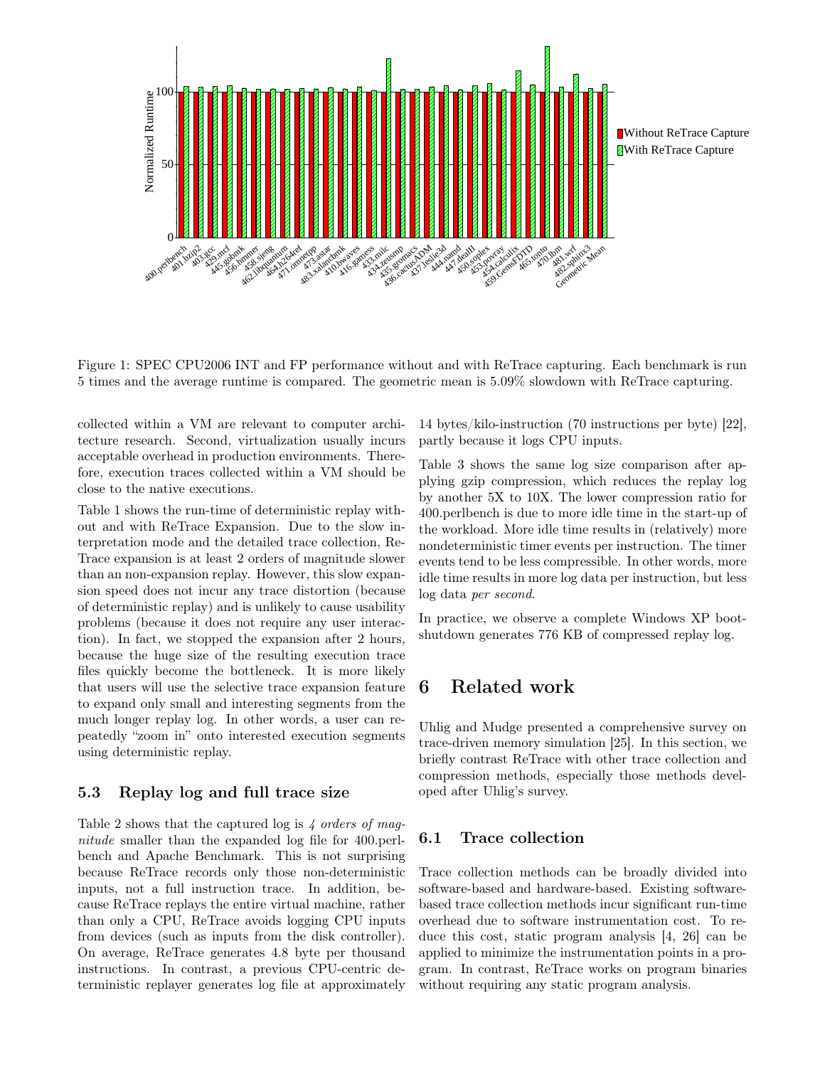Figure 1: SPEC CPU2006 INT and FP performance without and with ReTrace capturing. Each benchmark is run 5 times and the average runtime is compared. The geometric mean is 5.09% slowdown with ReTrace capturing.

collected within a VM are relevant to computer architecture research. Second, virtualization usually incurs acceptable overhead in production environments. Therefore, execution traces collected within a VM should be close to the native executions.

Table 1 shows the run-time of deterministic replay without and with ReTrace Expansion. Due to the slow interpretation mode and the detailed trace collection, ReTrace expansion is at least 2 orders of magnitude slower than an non-expansion replay. However, this slow expansion speed does not incur any trace distortion (because of deterministic replay) and is unlikely to cause usability problems (because it does not require any user interaction). In fact, we stopped the expansion after 2 hours, because the huge size of the resulting execution trace files quickly become the bottleneck. It is more likely that users will use the selective trace expansion feature to expand only small and interesting segments from the much longer replay log. In other words, a user can repeatedly "zoom in" onto interested execution segments using deterministic replay.

### 5.3 Replay log and full trace size

Table 2 shows that the captured log is *4 orders of magnitude* smaller than the expanded log file for 400.perlbench and Apache Benchmark. This is not surprising because ReTrace records only those non-deterministic inputs, not a full instruction trace. In addition, because ReTrace replays the entire virtual machine, rather than only a CPU, ReTrace avoids logging CPU inputs from devices (such as inputs from the disk controller). On average, ReTrace generates 4.8 byte per thousand instructions. In contrast, a previous CPU-centric deterministic replayer generates log file at approximately 14 bytes/kilo-instruction (70 instructions per byte) [22], partly because it logs CPU inputs.

Table 3 shows the same log size comparison after applying gzip compression, which reduces the replay log by another 5X to 10X. The lower compression ratio for 400.perlbench is due to more idle time in the start-up of the workload. More idle time results in (relatively) more nondeterministic timer events per instruction. The timer events tend to be less compressible. In other words, more idle time results in more log data per instruction, but less log data *per second*.

In practice, we observe a complete Windows XP boot-shutdown generates 776 KB of compressed replay log.

## 6 Related work

Uhlig and Mudge presented a comprehensive survey on trace-driven memory simulation [25]. In this section, we briefly contrast ReTrace with other trace collection and compression methods, especially those methods developed after Uhlig's survey.

### 6.1 Trace collection

Trace collection methods can be broadly divided into software-based and hardware-based. Existing software-based trace collection methods incur significant run-time overhead due to software instrumentation cost. To reduce this cost, static program analysis [4, 26] can be applied to minimize the instrumentation points in a program. In contrast, ReTrace works on program binaries without requiring any static program analysis.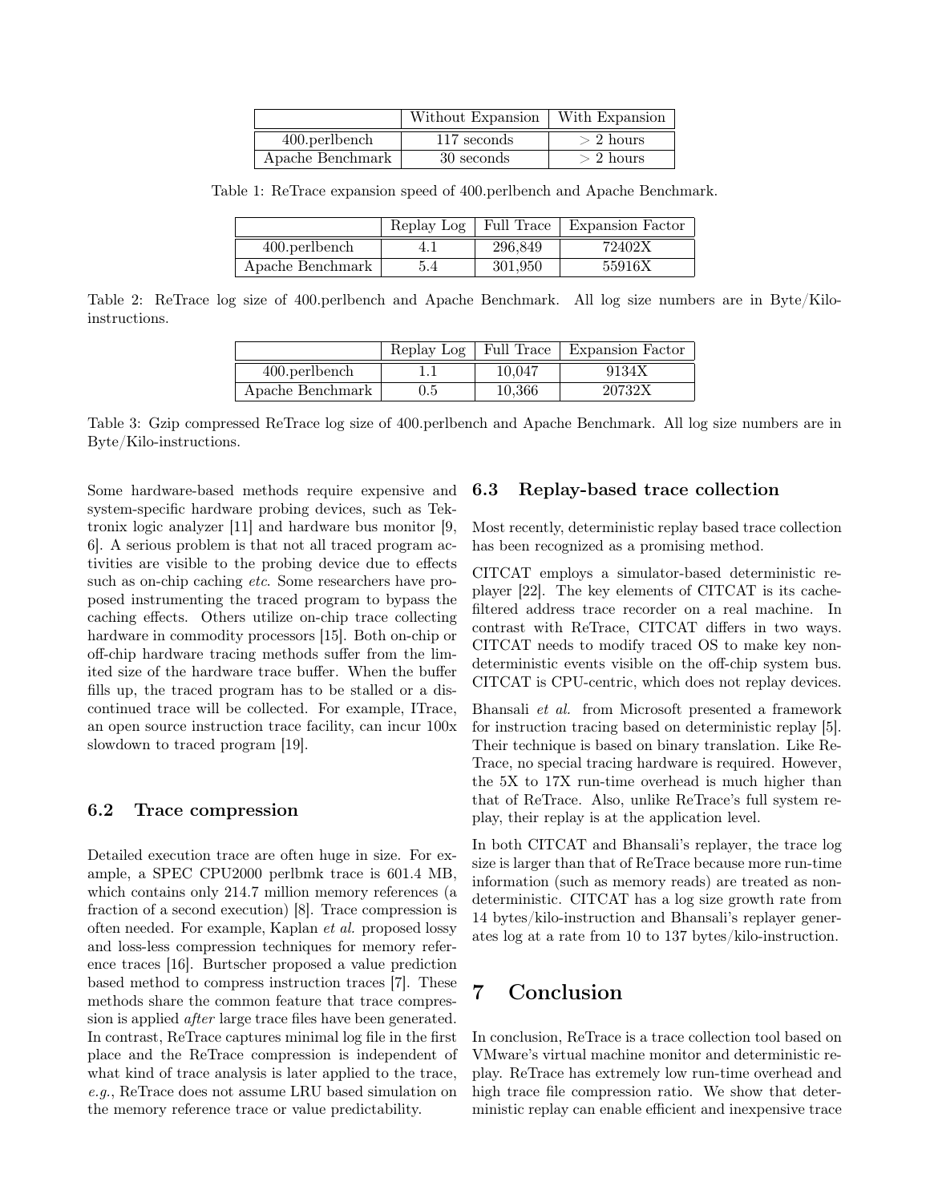|  | Without Expansion | With Expansion |
| --- | --- | --- |
| 400.perlbench | 117 seconds | > 2 hours |
| Apache Benchmark | 30 seconds | > 2 hours |

Table 1: ReTrace expansion speed of 400.perlbench and Apache Benchmark.

|  | Replay Log | Full Trace | Expansion Factor |
| --- | --- | --- | --- |
| 400.perlbench | 4.1 | 296,849 | 72402X |
| Apache Benchmark | 5.4 | 301,950 | 55916X |

Table 2: ReTrace log size of 400.perlbench and Apache Benchmark. All log size numbers are in Byte/Kilo-instructions.

|  | Replay Log | Full Trace | Expansion Factor |
| --- | --- | --- | --- |
| 400.perlbench | 1.1 | 10,047 | 9134X |
| Apache Benchmark | 0.5 | 10,366 | 20732X |

Table 3: Gzip compressed ReTrace log size of 400.perlbench and Apache Benchmark. All log size numbers are in Byte/Kilo-instructions.

Some hardware-based methods require expensive and system-specific hardware probing devices, such as Tektronix logic analyzer [11] and hardware bus monitor [9, 6]. A serious problem is that not all traced program activities are visible to the probing device due to effects such as on-chip caching *etc*. Some researchers have proposed instrumenting the traced program to bypass the caching effects. Others utilize on-chip trace collecting hardware in commodity processors [15]. Both on-chip or off-chip hardware tracing methods suffer from the limited size of the hardware trace buffer. When the buffer fills up, the traced program has to be stalled or a discontinued trace will be collected. For example, ITrace, an open source instruction trace facility, can incur 100x slowdown to traced program [19].

### 6.2 Trace compression

Detailed execution trace are often huge in size. For example, a SPEC CPU2000 perlbmk trace is 601.4 MB, which contains only 214.7 million memory references (a fraction of a second execution) [8]. Trace compression is often needed. For example, Kaplan *et al.* proposed lossy and loss-less compression techniques for memory reference traces [16]. Burtscher proposed a value prediction based method to compress instruction traces [7]. These methods share the common feature that trace compression is applied *after* large trace files have been generated. In contrast, ReTrace captures minimal log file in the first place and the ReTrace compression is independent of what kind of trace analysis is later applied to the trace, *e.g.*, ReTrace does not assume LRU based simulation on the memory reference trace or value predictability.

### 6.3 Replay-based trace collection

Most recently, deterministic replay based trace collection has been recognized as a promising method.

CITCAT employs a simulator-based deterministic replayer [22]. The key elements of CITCAT is its cache-filtered address trace recorder on a real machine. In contrast with ReTrace, CITCAT differs in two ways. CITCAT needs to modify traced OS to make key non-deterministic events visible on the off-chip system bus. CITCAT is CPU-centric, which does not replay devices.

Bhansali *et al.* from Microsoft presented a framework for instruction tracing based on deterministic replay [5]. Their technique is based on binary translation. Like ReTrace, no special tracing hardware is required. However, the 5X to 17X run-time overhead is much higher than that of ReTrace. Also, unlike ReTrace's full system replay, their replay is at the application level.

In both CITCAT and Bhansali's replayer, the trace log size is larger than that of ReTrace because more run-time information (such as memory reads) are treated as non-deterministic. CITCAT has a log size growth rate from 14 bytes/kilo-instruction and Bhansali's replayer generates log at a rate from 10 to 137 bytes/kilo-instruction.

## 7 Conclusion

In conclusion, ReTrace is a trace collection tool based on VMware's virtual machine monitor and deterministic replay. ReTrace has extremely low run-time overhead and high trace file compression ratio. We show that deterministic replay can enable efficient and inexpensive trace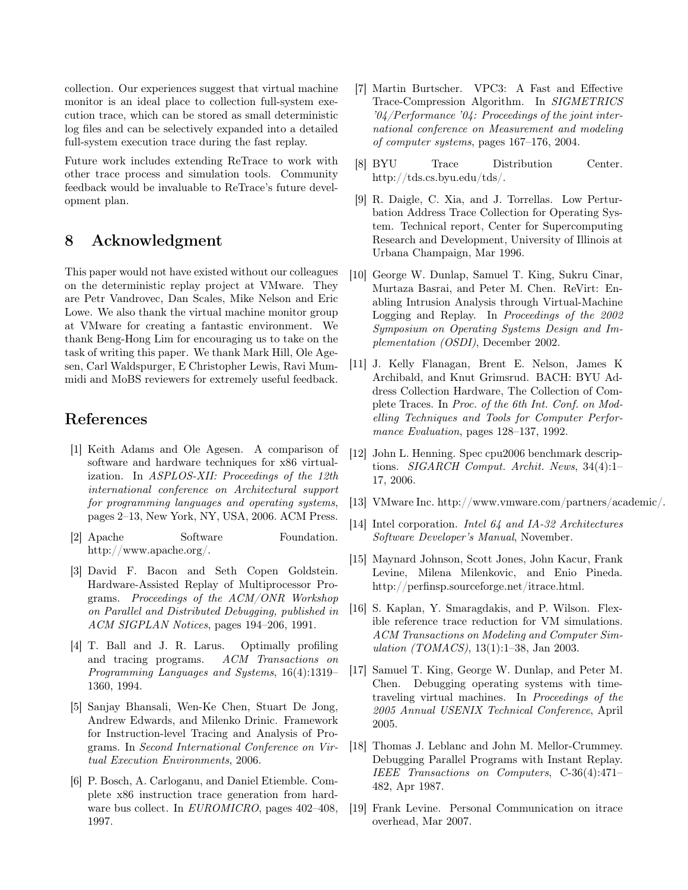collection. Our experiences suggest that virtual machine monitor is an ideal place to collection full-system execution trace, which can be stored as small deterministic log files and can be selectively expanded into a detailed full-system execution trace during the fast replay.

Future work includes extending ReTrace to work with other trace process and simulation tools. Community feedback would be invaluable to ReTrace's future development plan.

## 8 Acknowledgment

This paper would not have existed without our colleagues on the deterministic replay project at VMware. They are Petr Vandrovec, Dan Scales, Mike Nelson and Eric Lowe. We also thank the virtual machine monitor group at VMware for creating a fantastic environment. We thank Beng-Hong Lim for encouraging us to take on the task of writing this paper. We thank Mark Hill, Ole Agesen, Carl Waldspurger, E Christopher Lewis, Ravi Mummidi and MoBS reviewers for extremely useful feedback.

## References

[1] Keith Adams and Ole Agesen. A comparison of software and hardware techniques for x86 virtualization. In *ASPLOS-XII: Proceedings of the 12th international conference on Architectural support for programming languages and operating systems*, pages 2–13, New York, NY, USA, 2006. ACM Press.

[2] Apache Software Foundation. http://www.apache.org/.

[3] David F. Bacon and Seth Copen Goldstein. Hardware-Assisted Replay of Multiprocessor Programs. *Proceedings of the ACM/ONR Workshop on Parallel and Distributed Debugging, published in ACM SIGPLAN Notices*, pages 194–206, 1991.

[4] T. Ball and J. R. Larus. Optimally profiling and tracing programs. *ACM Transactions on Programming Languages and Systems*, 16(4):1319–1360, 1994.

[5] Sanjay Bhansali, Wen-Ke Chen, Stuart De Jong, Andrew Edwards, and Milenko Drinic. Framework for Instruction-level Tracing and Analysis of Programs. In *Second International Conference on Virtual Execution Environments*, 2006.

[6] P. Bosch, A. Carloganu, and Daniel Etiemble. Complete x86 instruction trace generation from hardware bus collect. In *EUROMICRO*, pages 402–408, 1997.

[7] Martin Burtscher. VPC3: A Fast and Effective Trace-Compression Algorithm. In *SIGMETRICS '04/Performance '04: Proceedings of the joint international conference on Measurement and modeling of computer systems*, pages 167–176, 2004.

[8] BYU Trace Distribution Center. http://tds.cs.byu.edu/tds/.

[9] R. Daigle, C. Xia, and J. Torrellas. Low Perturbation Address Trace Collection for Operating System. Technical report, Center for Supercomputing Research and Development, University of Illinois at Urbana Champaign, Mar 1996.

[10] George W. Dunlap, Samuel T. King, Sukru Cinar, Murtaza Basrai, and Peter M. Chen. ReVirt: Enabling Intrusion Analysis through Virtual-Machine Logging and Replay. In *Proceedings of the 2002 Symposium on Operating Systems Design and Implementation (OSDI)*, December 2002.

[11] J. Kelly Flanagan, Brent E. Nelson, James K Archibald, and Knut Grimsrud. BACH: BYU Address Collection Hardware, The Collection of Complete Traces. In *Proc. of the 6th Int. Conf. on Modelling Techniques and Tools for Computer Performance Evaluation*, pages 128–137, 1992.

[12] John L. Henning. Spec cpu2006 benchmark descriptions. *SIGARCH Comput. Archit. News*, 34(4):1–17, 2006.

[13] VMware Inc. http://www.vmware.com/partners/academic/.

[14] Intel corporation. *Intel 64 and IA-32 Architectures Software Developer's Manual*, November.

[15] Maynard Johnson, Scott Jones, John Kacur, Frank Levine, Milena Milenkovic, and Enio Pineda. http://perfinsp.sourceforge.net/itrace.html.

[16] S. Kaplan, Y. Smaragdakis, and P. Wilson. Flexible reference trace reduction for VM simulations. *ACM Transactions on Modeling and Computer Simulation (TOMACS)*, 13(1):1–38, Jan 2003.

[17] Samuel T. King, George W. Dunlap, and Peter M. Chen. Debugging operating systems with time-traveling virtual machines. In *Proceedings of the 2005 Annual USENIX Technical Conference*, April 2005.

[18] Thomas J. Leblanc and John M. Mellor-Crummey. Debugging Parallel Programs with Instant Replay. *IEEE Transactions on Computers*, C-36(4):471–482, Apr 1987.

[19] Frank Levine. Personal Communication on itrace overhead, Mar 2007.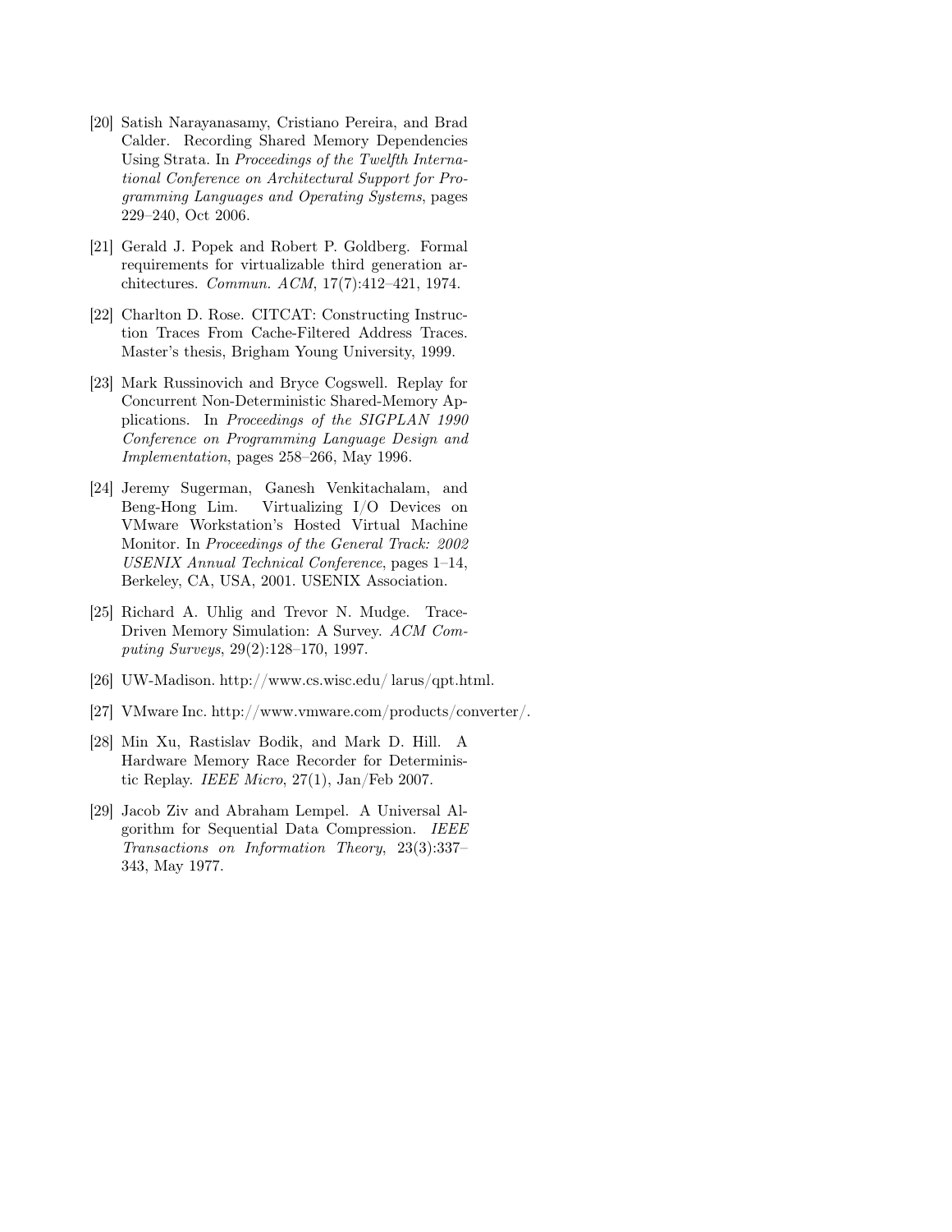[20] Satish Narayanasamy, Cristiano Pereira, and Brad Calder. Recording Shared Memory Dependencies Using Strata. In *Proceedings of the Twelfth International Conference on Architectural Support for Programming Languages and Operating Systems*, pages 229–240, Oct 2006.

[21] Gerald J. Popek and Robert P. Goldberg. Formal requirements for virtualizable third generation architectures. *Commun. ACM*, 17(7):412–421, 1974.

[22] Charlton D. Rose. CITCAT: Constructing Instruction Traces From Cache-Filtered Address Traces. Master's thesis, Brigham Young University, 1999.

[23] Mark Russinovich and Bryce Cogswell. Replay for Concurrent Non-Deterministic Shared-Memory Applications. In *Proceedings of the SIGPLAN 1990 Conference on Programming Language Design and Implementation*, pages 258–266, May 1996.

[24] Jeremy Sugerman, Ganesh Venkitachalam, and Beng-Hong Lim. Virtualizing I/O Devices on VMware Workstation's Hosted Virtual Machine Monitor. In *Proceedings of the General Track: 2002 USENIX Annual Technical Conference*, pages 1–14, Berkeley, CA, USA, 2001. USENIX Association.

[25] Richard A. Uhlig and Trevor N. Mudge. Trace-Driven Memory Simulation: A Survey. *ACM Computing Surveys*, 29(2):128–170, 1997.

[26] UW-Madison. http://www.cs.wisc.edu/ larus/qpt.html.

[27] VMware Inc. http://www.vmware.com/products/converter/.

[28] Min Xu, Rastislav Bodik, and Mark D. Hill. A Hardware Memory Race Recorder for Deterministic Replay. *IEEE Micro*, 27(1), Jan/Feb 2007.

[29] Jacob Ziv and Abraham Lempel. A Universal Algorithm for Sequential Data Compression. *IEEE Transactions on Information Theory*, 23(3):337–343, May 1977.